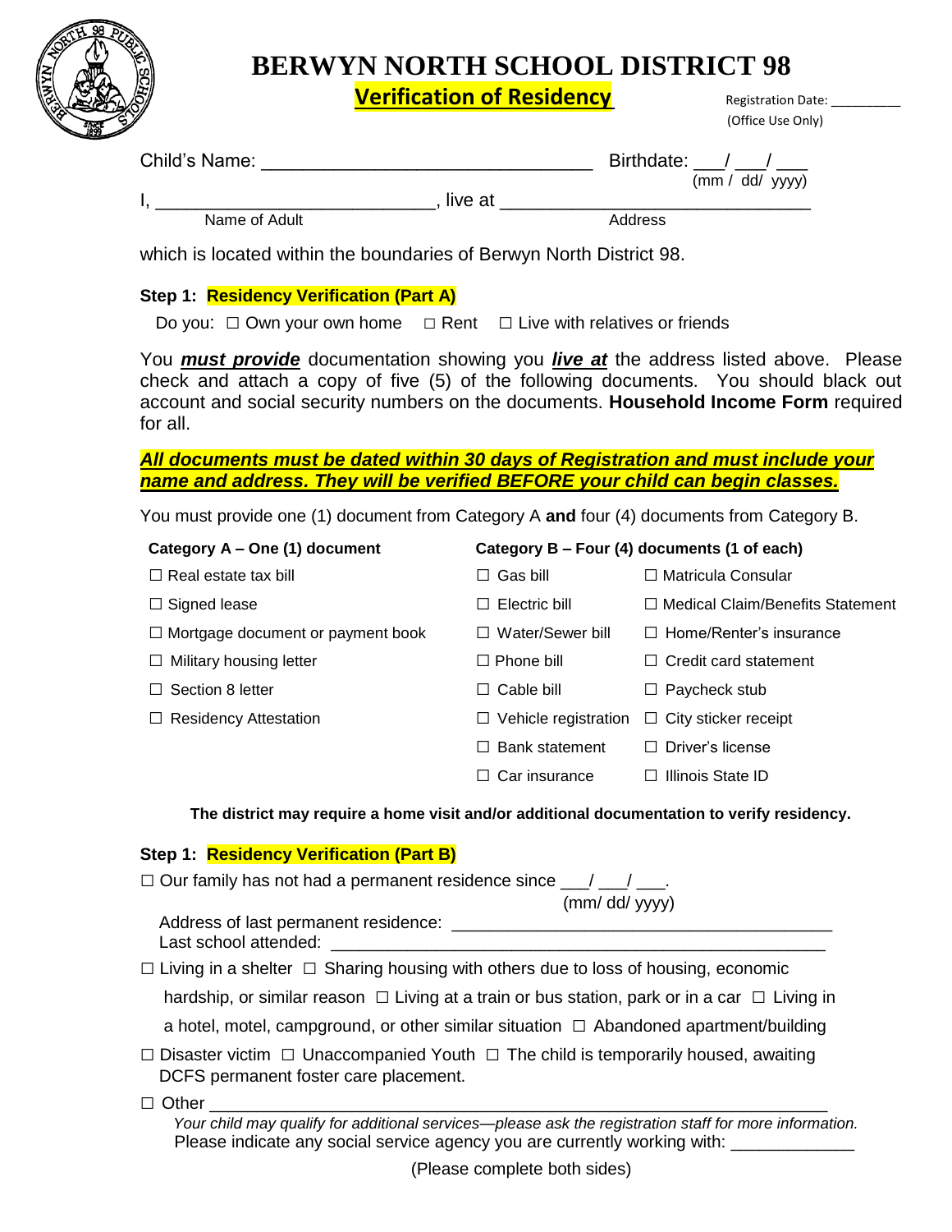# BERWYN NORTH SCHOOL DISTRICT 98

## Verification of Residency

Registration Date: _________
(Office Use Only)

Child's Name: ______________________________ Birthdate: ___/ ___/ ___
(mm / dd/ yyyy)

I, __________________________, live at ______________________________
Name of Adult Address

which is located within the boundaries of Berwyn North District 98.

### Step 1: Residency Verification (Part A)

Do you: ☐ Own your own home ☐ Rent ☐ Live with relatives or friends

You ***must provide*** documentation showing you ***live at*** the address listed above. Please check and attach a copy of five (5) of the following documents. You should black out account and social security numbers on the documents. **Household Income Form** required for all.

***All documents must be dated within 30 days of Registration and must include your name and address. They will be verified BEFORE your child can begin classes.***

You must provide one (1) document from Category A **and** four (4) documents from Category B.

| Category A – One (1) document | Category B – Four (4) documents (1 of each) | |
|---|---|---|
| ☐ Real estate tax bill | ☐ Gas bill | ☐ Matricula Consular |
| ☐ Signed lease | ☐ Electric bill | ☐ Medical Claim/Benefits Statement |
| ☐ Mortgage document or payment book | ☐ Water/Sewer bill | ☐ Home/Renter's insurance |
| ☐ Military housing letter | ☐ Phone bill | ☐ Credit card statement |
| ☐ Section 8 letter | ☐ Cable bill | ☐ Paycheck stub |
| ☐ Residency Attestation | ☐ Vehicle registration | ☐ City sticker receipt |
| | ☐ Bank statement | ☐ Driver's license |
| | ☐ Car insurance | ☐ Illinois State ID |

**The district may require a home visit and/or additional documentation to verify residency.**

### Step 1: Residency Verification (Part B)

☐ Our family has not had a permanent residence since ___/ ___/ ___.
(mm/ dd/ yyyy)

Address of last permanent residence: ________________________________________
Last school attended: ________________________________________

☐ Living in a shelter ☐ Sharing housing with others due to loss of housing, economic hardship, or similar reason ☐ Living at a train or bus station, park or in a car ☐ Living in a hotel, motel, campground, or other similar situation ☐ Abandoned apartment/building

☐ Disaster victim ☐ Unaccompanied Youth ☐ The child is temporarily housed, awaiting DCFS permanent foster care placement.

☐ Other ____________________________________________________________

*Your child may qualify for additional services—please ask the registration staff for more information.*
Please indicate any social service agency you are currently working with: ____________

(Please complete both sides)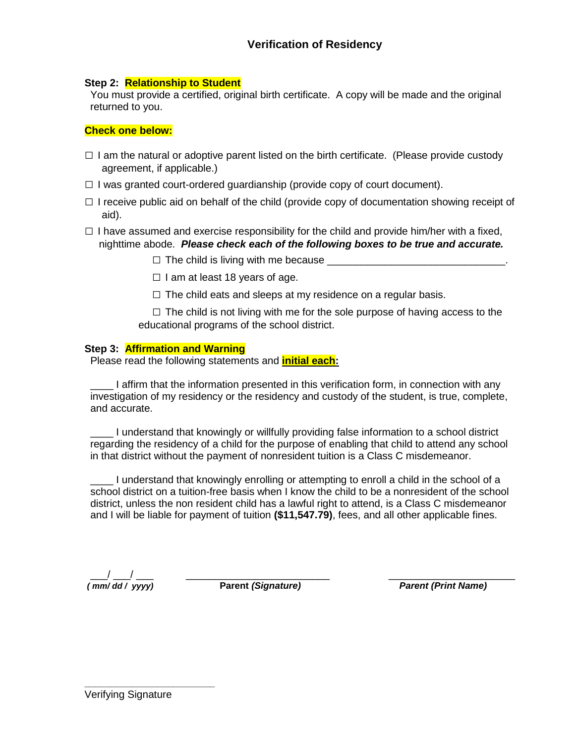# Verification of Residency

**Step 2: Relationship to Student**

You must provide a certified, original birth certificate. A copy will be made and the original returned to you.

**Check one below:**

☐ I am the natural or adoptive parent listed on the birth certificate. (Please provide custody agreement, if applicable.)

☐ I was granted court-ordered guardianship (provide copy of court document).

☐ I receive public aid on behalf of the child (provide copy of documentation showing receipt of aid).

☐ I have assumed and exercise responsibility for the child and provide him/her with a fixed, nighttime abode. ***Please check each of the following boxes to be true and accurate.***

- ☐ The child is living with me because _______________________________.
- ☐ I am at least 18 years of age.
- ☐ The child eats and sleeps at my residence on a regular basis.
- ☐ The child is not living with me for the sole purpose of having access to the educational programs of the school district.

**Step 3: Affirmation and Warning**

Please read the following statements and **initial each:**

____ I affirm that the information presented in this verification form, in connection with any investigation of my residency or the residency and custody of the student, is true, complete, and accurate.

____ I understand that knowingly or willfully providing false information to a school district regarding the residency of a child for the purpose of enabling that child to attend any school in that district without the payment of nonresident tuition is a Class C misdemeanor.

____ I understand that knowingly enrolling or attempting to enroll a child in the school of a school district on a tuition-free basis when I know the child to be a nonresident of the school district, unless the non resident child has a lawful right to attend, is a Class C misdemeanor and I will be liable for payment of tuition **($11,547.79)**, fees, and all other applicable fines.

___/ ___/ ___ ***( mm/ dd / yyyy)***     ___________________________ **Parent *(Signature)***     ______________________ ***Parent (Print Name)***

________________________
Verifying Signature